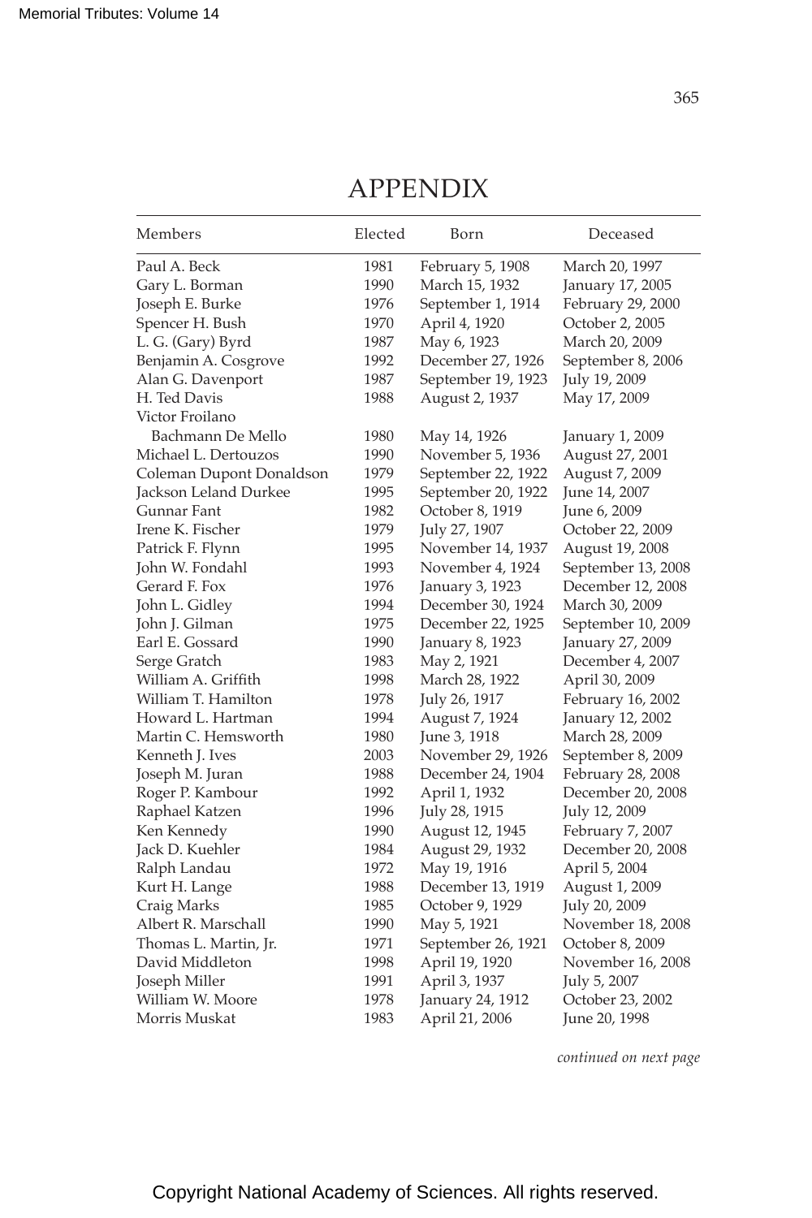# APPENDIX

| Members | Elected | Born | Deceased |
|---|---|---|---|
| Paul A. Beck | 1981 | February 5, 1908 | March 20, 1997 |
| Gary L. Borman | 1990 | March 15, 1932 | January 17, 2005 |
| Joseph E. Burke | 1976 | September 1, 1914 | February 29, 2000 |
| Spencer H. Bush | 1970 | April 4, 1920 | October 2, 2005 |
| L. G. (Gary) Byrd | 1987 | May 6, 1923 | March 20, 2009 |
| Benjamin A. Cosgrove | 1992 | December 27, 1926 | September 8, 2006 |
| Alan G. Davenport | 1987 | September 19, 1923 | July 19, 2009 |
| H. Ted Davis | 1988 | August 2, 1937 | May 17, 2009 |
| Victor Froilano Bachmann De Mello | 1980 | May 14, 1926 | January 1, 2009 |
| Michael L. Dertouzos | 1990 | November 5, 1936 | August 27, 2001 |
| Coleman Dupont Donaldson | 1979 | September 22, 1922 | August 7, 2009 |
| Jackson Leland Durkee | 1995 | September 20, 1922 | June 14, 2007 |
| Gunnar Fant | 1982 | October 8, 1919 | June 6, 2009 |
| Irene K. Fischer | 1979 | July 27, 1907 | October 22, 2009 |
| Patrick F. Flynn | 1995 | November 14, 1937 | August 19, 2008 |
| John W. Fondahl | 1993 | November 4, 1924 | September 13, 2008 |
| Gerard F. Fox | 1976 | January 3, 1923 | December 12, 2008 |
| John L. Gidley | 1994 | December 30, 1924 | March 30, 2009 |
| John J. Gilman | 1975 | December 22, 1925 | September 10, 2009 |
| Earl E. Gossard | 1990 | January 8, 1923 | January 27, 2009 |
| Serge Gratch | 1983 | May 2, 1921 | December 4, 2007 |
| William A. Griffith | 1998 | March 28, 1922 | April 30, 2009 |
| William T. Hamilton | 1978 | July 26, 1917 | February 16, 2002 |
| Howard L. Hartman | 1994 | August 7, 1924 | January 12, 2002 |
| Martin C. Hemsworth | 1980 | June 3, 1918 | March 28, 2009 |
| Kenneth J. Ives | 2003 | November 29, 1926 | September 8, 2009 |
| Joseph M. Juran | 1988 | December 24, 1904 | February 28, 2008 |
| Roger P. Kambour | 1992 | April 1, 1932 | December 20, 2008 |
| Raphael Katzen | 1996 | July 28, 1915 | July 12, 2009 |
| Ken Kennedy | 1990 | August 12, 1945 | February 7, 2007 |
| Jack D. Kuehler | 1984 | August 29, 1932 | December 20, 2008 |
| Ralph Landau | 1972 | May 19, 1916 | April 5, 2004 |
| Kurt H. Lange | 1988 | December 13, 1919 | August 1, 2009 |
| Craig Marks | 1985 | October 9, 1929 | July 20, 2009 |
| Albert R. Marschall | 1990 | May 5, 1921 | November 18, 2008 |
| Thomas L. Martin, Jr. | 1971 | September 26, 1921 | October 8, 2009 |
| David Middleton | 1998 | April 19, 1920 | November 16, 2008 |
| Joseph Miller | 1991 | April 3, 1937 | July 5, 2007 |
| William W. Moore | 1978 | January 24, 1912 | October 23, 2002 |
| Morris Muskat | 1983 | April 21, 2006 | June 20, 1998 |

*continued on next page*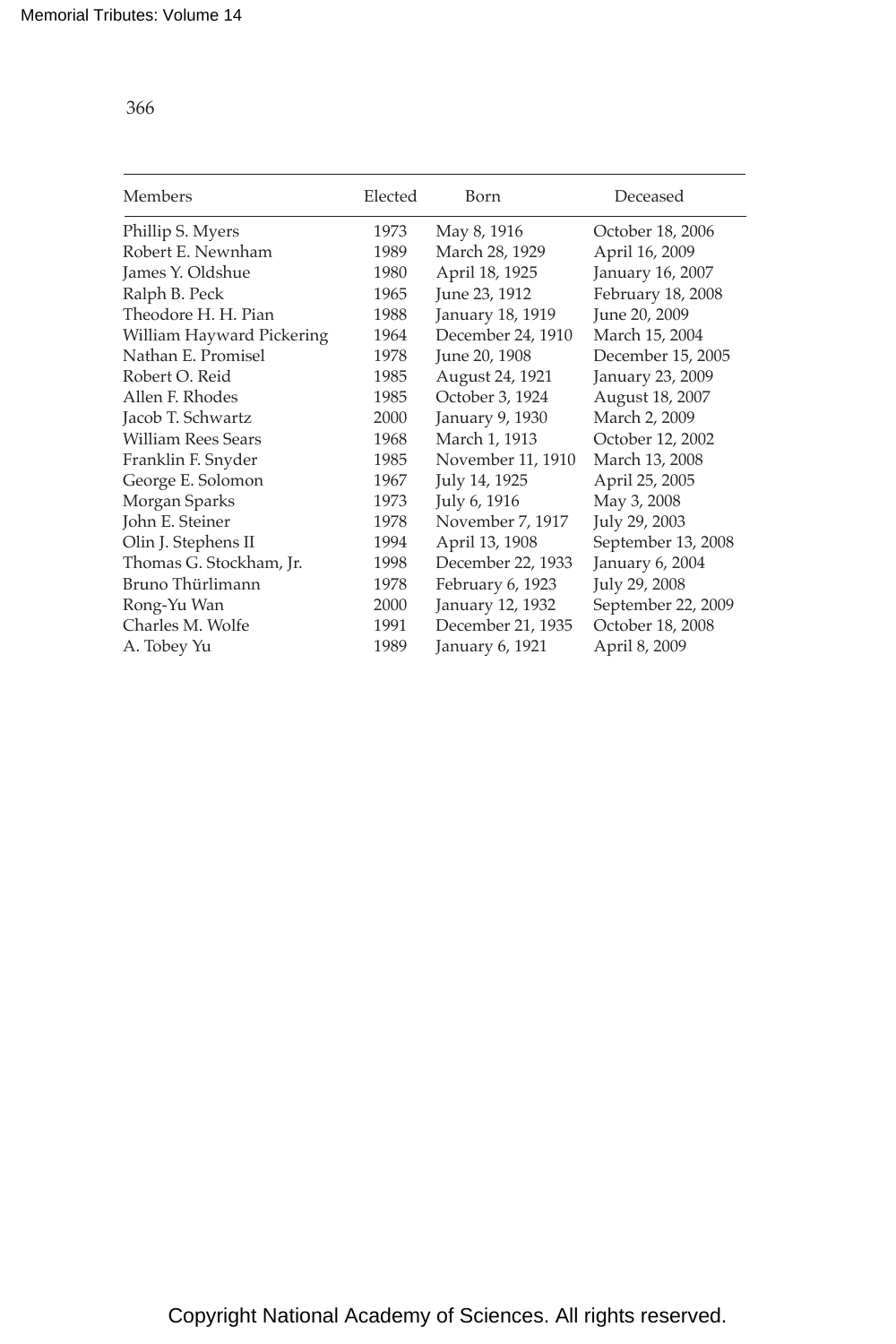| Members | Elected | Born | Deceased |
|---|---|---|---|
| Phillip S. Myers | 1973 | May 8, 1916 | October 18, 2006 |
| Robert E. Newnham | 1989 | March 28, 1929 | April 16, 2009 |
| James Y. Oldshue | 1980 | April 18, 1925 | January 16, 2007 |
| Ralph B. Peck | 1965 | June 23, 1912 | February 18, 2008 |
| Theodore H. H. Pian | 1988 | January 18, 1919 | June 20, 2009 |
| William Hayward Pickering | 1964 | December 24, 1910 | March 15, 2004 |
| Nathan E. Promisel | 1978 | June 20, 1908 | December 15, 2005 |
| Robert O. Reid | 1985 | August 24, 1921 | January 23, 2009 |
| Allen F. Rhodes | 1985 | October 3, 1924 | August 18, 2007 |
| Jacob T. Schwartz | 2000 | January 9, 1930 | March 2, 2009 |
| William Rees Sears | 1968 | March 1, 1913 | October 12, 2002 |
| Franklin F. Snyder | 1985 | November 11, 1910 | March 13, 2008 |
| George E. Solomon | 1967 | July 14, 1925 | April 25, 2005 |
| Morgan Sparks | 1973 | July 6, 1916 | May 3, 2008 |
| John E. Steiner | 1978 | November 7, 1917 | July 29, 2003 |
| Olin J. Stephens II | 1994 | April 13, 1908 | September 13, 2008 |
| Thomas G. Stockham, Jr. | 1998 | December 22, 1933 | January 6, 2004 |
| Bruno Thürlimann | 1978 | February 6, 1923 | July 29, 2008 |
| Rong-Yu Wan | 2000 | January 12, 1932 | September 22, 2009 |
| Charles M. Wolfe | 1991 | December 21, 1935 | October 18, 2008 |
| A. Tobey Yu | 1989 | January 6, 1921 | April 8, 2009 |